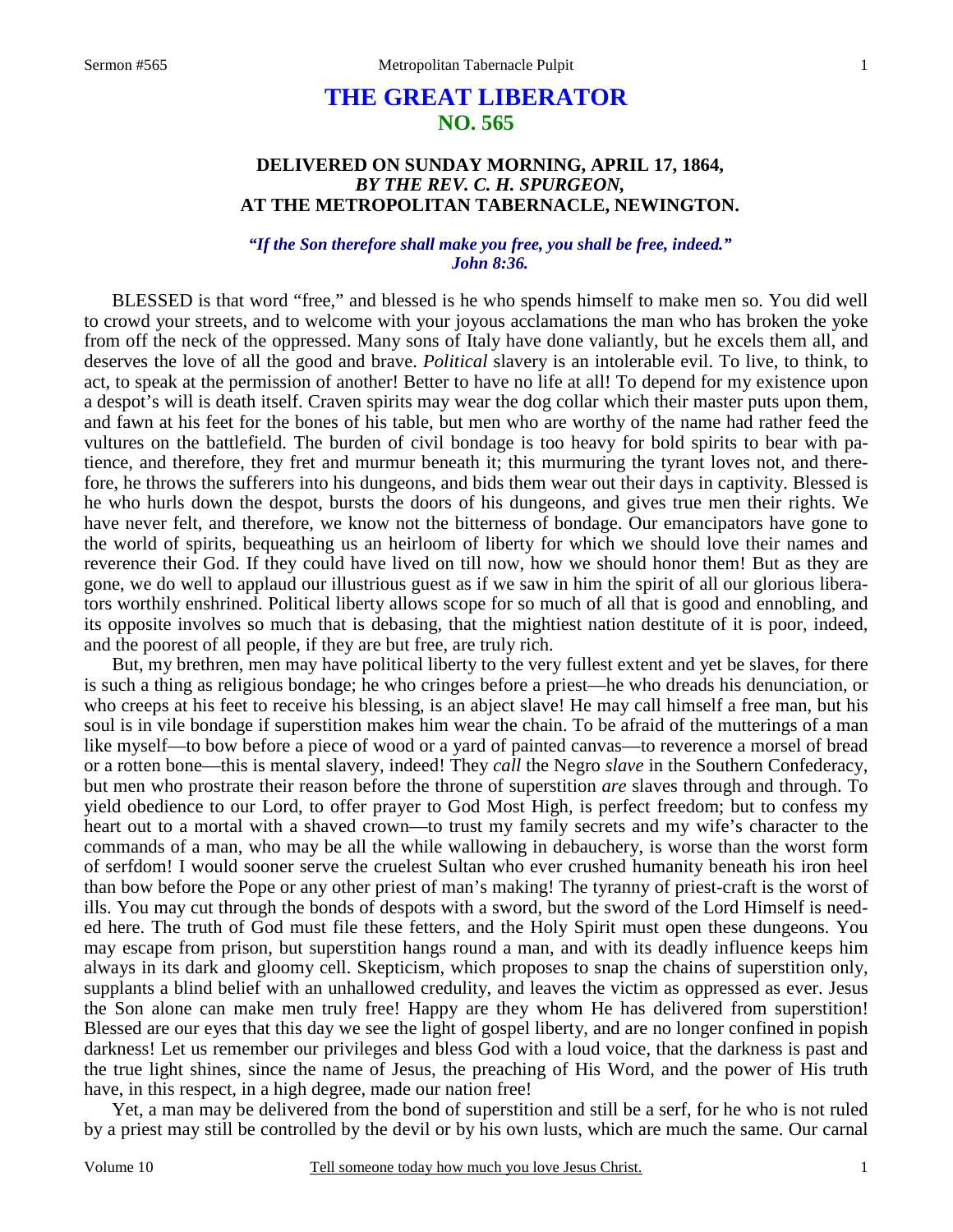# THE GREAT LIBERATOR
## NO. 565

### DELIVERED ON SUNDAY MORNING, APRIL 17, 1864, *BY THE REV. C. H. SPURGEON,* AT THE METROPOLITAN TABERNACLE, NEWINGTON.

***"If the Son therefore shall make you free, you shall be free, indeed." John 8:36.***

BLESSED is that word "free," and blessed is he who spends himself to make men so. You did well to crowd your streets, and to welcome with your joyous acclamations the man who has broken the yoke from off the neck of the oppressed. Many sons of Italy have done valiantly, but he excels them all, and deserves the love of all the good and brave. *Political* slavery is an intolerable evil. To live, to think, to act, to speak at the permission of another! Better to have no life at all! To depend for my existence upon a despot's will is death itself. Craven spirits may wear the dog collar which their master puts upon them, and fawn at his feet for the bones of his table, but men who are worthy of the name had rather feed the vultures on the battlefield. The burden of civil bondage is too heavy for bold spirits to bear with patience, and therefore, they fret and murmur beneath it; this murmuring the tyrant loves not, and therefore, he throws the sufferers into his dungeons, and bids them wear out their days in captivity. Blessed is he who hurls down the despot, bursts the doors of his dungeons, and gives true men their rights. We have never felt, and therefore, we know not the bitterness of bondage. Our emancipators have gone to the world of spirits, bequeathing us an heirloom of liberty for which we should love their names and reverence their God. If they could have lived on till now, how we should honor them! But as they are gone, we do well to applaud our illustrious guest as if we saw in him the spirit of all our glorious liberators worthily enshrined. Political liberty allows scope for so much of all that is good and ennobling, and its opposite involves so much that is debasing, that the mightiest nation destitute of it is poor, indeed, and the poorest of all people, if they are but free, are truly rich.

But, my brethren, men may have political liberty to the very fullest extent and yet be slaves, for there is such a thing as religious bondage; he who cringes before a priest—he who dreads his denunciation, or who creeps at his feet to receive his blessing, is an abject slave! He may call himself a free man, but his soul is in vile bondage if superstition makes him wear the chain. To be afraid of the mutterings of a man like myself—to bow before a piece of wood or a yard of painted canvas—to reverence a morsel of bread or a rotten bone—this is mental slavery, indeed! They *call* the Negro *slave* in the Southern Confederacy, but men who prostrate their reason before the throne of superstition *are* slaves through and through. To yield obedience to our Lord, to offer prayer to God Most High, is perfect freedom; but to confess my heart out to a mortal with a shaved crown—to trust my family secrets and my wife's character to the commands of a man, who may be all the while wallowing in debauchery, is worse than the worst form of serfdom! I would sooner serve the cruelest Sultan who ever crushed humanity beneath his iron heel than bow before the Pope or any other priest of man's making! The tyranny of priest-craft is the worst of ills. You may cut through the bonds of despots with a sword, but the sword of the Lord Himself is needed here. The truth of God must file these fetters, and the Holy Spirit must open these dungeons. You may escape from prison, but superstition hangs round a man, and with its deadly influence keeps him always in its dark and gloomy cell. Skepticism, which proposes to snap the chains of superstition only, supplants a blind belief with an unhallowed credulity, and leaves the victim as oppressed as ever. Jesus the Son alone can make men truly free! Happy are they whom He has delivered from superstition! Blessed are our eyes that this day we see the light of gospel liberty, and are no longer confined in popish darkness! Let us remember our privileges and bless God with a loud voice, that the darkness is past and the true light shines, since the name of Jesus, the preaching of His Word, and the power of His truth have, in this respect, in a high degree, made our nation free!

Yet, a man may be delivered from the bond of superstition and still be a serf, for he who is not ruled by a priest may still be controlled by the devil or by his own lusts, which are much the same. Our carnal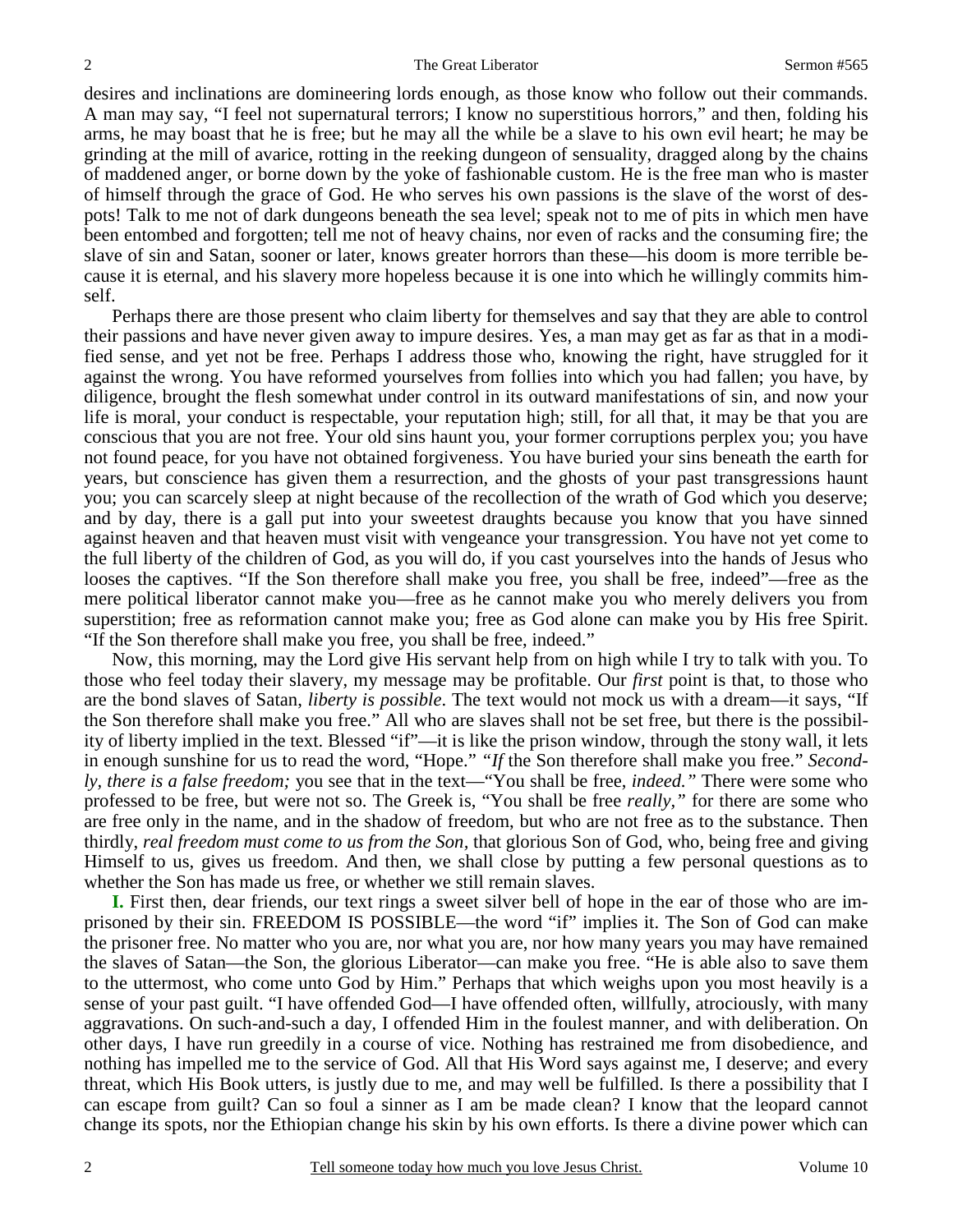desires and inclinations are domineering lords enough, as those know who follow out their commands. A man may say, "I feel not supernatural terrors; I know no superstitious horrors," and then, folding his arms, he may boast that he is free; but he may all the while be a slave to his own evil heart; he may be grinding at the mill of avarice, rotting in the reeking dungeon of sensuality, dragged along by the chains of maddened anger, or borne down by the yoke of fashionable custom. He is the free man who is master of himself through the grace of God. He who serves his own passions is the slave of the worst of despots! Talk to me not of dark dungeons beneath the sea level; speak not to me of pits in which men have been entombed and forgotten; tell me not of heavy chains, nor even of racks and the consuming fire; the slave of sin and Satan, sooner or later, knows greater horrors than these—his doom is more terrible because it is eternal, and his slavery more hopeless because it is one into which he willingly commits himself.

Perhaps there are those present who claim liberty for themselves and say that they are able to control their passions and have never given away to impure desires. Yes, a man may get as far as that in a modified sense, and yet not be free. Perhaps I address those who, knowing the right, have struggled for it against the wrong. You have reformed yourselves from follies into which you had fallen; you have, by diligence, brought the flesh somewhat under control in its outward manifestations of sin, and now your life is moral, your conduct is respectable, your reputation high; still, for all that, it may be that you are conscious that you are not free. Your old sins haunt you, your former corruptions perplex you; you have not found peace, for you have not obtained forgiveness. You have buried your sins beneath the earth for years, but conscience has given them a resurrection, and the ghosts of your past transgressions haunt you; you can scarcely sleep at night because of the recollection of the wrath of God which you deserve; and by day, there is a gall put into your sweetest draughts because you know that you have sinned against heaven and that heaven must visit with vengeance your transgression. You have not yet come to the full liberty of the children of God, as you will do, if you cast yourselves into the hands of Jesus who looses the captives. "If the Son therefore shall make you free, you shall be free, indeed"—free as the mere political liberator cannot make you—free as he cannot make you who merely delivers you from superstition; free as reformation cannot make you; free as God alone can make you by His free Spirit. "If the Son therefore shall make you free, you shall be free, indeed."

Now, this morning, may the Lord give His servant help from on high while I try to talk with you. To those who feel today their slavery, my message may be profitable. Our *first* point is that, to those who are the bond slaves of Satan, *liberty is possible*. The text would not mock us with a dream—it says, "If the Son therefore shall make you free." All who are slaves shall not be set free, but there is the possibility of liberty implied in the text. Blessed "if"—it is like the prison window, through the stony wall, it lets in enough sunshine for us to read the word, "Hope." *"If* the Son therefore shall make you free." *Secondly, there is a false freedom;* you see that in the text—"You shall be free, *indeed."* There were some who professed to be free, but were not so. The Greek is, "You shall be free *really,"* for there are some who are free only in the name, and in the shadow of freedom, but who are not free as to the substance. Then thirdly, *real freedom must come to us from the Son,* that glorious Son of God, who, being free and giving Himself to us, gives us freedom. And then, we shall close by putting a few personal questions as to whether the Son has made us free, or whether we still remain slaves.

**I.** First then, dear friends, our text rings a sweet silver bell of hope in the ear of those who are imprisoned by their sin. FREEDOM IS POSSIBLE—the word "if" implies it. The Son of God can make the prisoner free. No matter who you are, nor what you are, nor how many years you may have remained the slaves of Satan—the Son, the glorious Liberator—can make you free. "He is able also to save them to the uttermost, who come unto God by Him." Perhaps that which weighs upon you most heavily is a sense of your past guilt. "I have offended God—I have offended often, willfully, atrociously, with many aggravations. On such-and-such a day, I offended Him in the foulest manner, and with deliberation. On other days, I have run greedily in a course of vice. Nothing has restrained me from disobedience, and nothing has impelled me to the service of God. All that His Word says against me, I deserve; and every threat, which His Book utters, is justly due to me, and may well be fulfilled. Is there a possibility that I can escape from guilt? Can so foul a sinner as I am be made clean? I know that the leopard cannot change its spots, nor the Ethiopian change his skin by his own efforts. Is there a divine power which can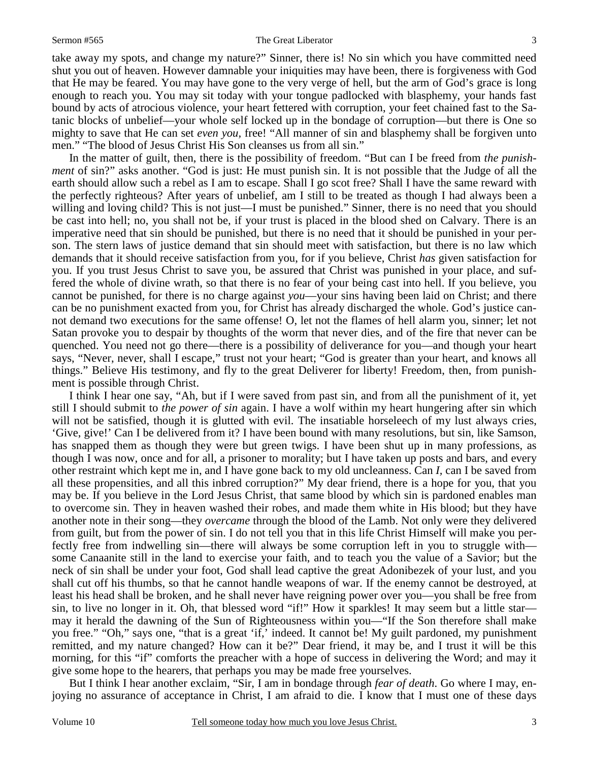take away my spots, and change my nature?" Sinner, there is! No sin which you have committed need shut you out of heaven. However damnable your iniquities may have been, there is forgiveness with God that He may be feared. You may have gone to the very verge of hell, but the arm of God's grace is long enough to reach you. You may sit today with your tongue padlocked with blasphemy, your hands fast bound by acts of atrocious violence, your heart fettered with corruption, your feet chained fast to the Satanic blocks of unbelief—your whole self locked up in the bondage of corruption—but there is One so mighty to save that He can set *even you,* free! "All manner of sin and blasphemy shall be forgiven unto men." "The blood of Jesus Christ His Son cleanses us from all sin."

In the matter of guilt, then, there is the possibility of freedom. "But can I be freed from *the punishment* of sin?" asks another. "God is just: He must punish sin. It is not possible that the Judge of all the earth should allow such a rebel as I am to escape. Shall I go scot free? Shall I have the same reward with the perfectly righteous? After years of unbelief, am I still to be treated as though I had always been a willing and loving child? This is not just—I must be punished." Sinner, there is no need that you should be cast into hell; no, you shall not be, if your trust is placed in the blood shed on Calvary. There is an imperative need that sin should be punished, but there is no need that it should be punished in your person. The stern laws of justice demand that sin should meet with satisfaction, but there is no law which demands that it should receive satisfaction from you, for if you believe, Christ *has* given satisfaction for you. If you trust Jesus Christ to save you, be assured that Christ was punished in your place, and suffered the whole of divine wrath, so that there is no fear of your being cast into hell. If you believe, you cannot be punished, for there is no charge against *you*—your sins having been laid on Christ; and there can be no punishment exacted from you, for Christ has already discharged the whole. God's justice cannot demand two executions for the same offense! O, let not the flames of hell alarm you, sinner; let not Satan provoke you to despair by thoughts of the worm that never dies, and of the fire that never can be quenched. You need not go there—there is a possibility of deliverance for you—and though your heart says, "Never, never, shall I escape," trust not your heart; "God is greater than your heart, and knows all things." Believe His testimony, and fly to the great Deliverer for liberty! Freedom, then, from punishment is possible through Christ.

I think I hear one say, "Ah, but if I were saved from past sin, and from all the punishment of it, yet still I should submit to *the power of sin* again. I have a wolf within my heart hungering after sin which will not be satisfied, though it is glutted with evil. The insatiable horseleech of my lust always cries, 'Give, give!' Can I be delivered from it? I have been bound with many resolutions, but sin, like Samson, has snapped them as though they were but green twigs. I have been shut up in many professions, as though I was now, once and for all, a prisoner to morality; but I have taken up posts and bars, and every other restraint which kept me in, and I have gone back to my old uncleanness. Can *I,* can I be saved from all these propensities, and all this inbred corruption?" My dear friend, there is a hope for you, that you may be. If you believe in the Lord Jesus Christ, that same blood by which sin is pardoned enables man to overcome sin. They in heaven washed their robes, and made them white in His blood; but they have another note in their song—they *overcame* through the blood of the Lamb. Not only were they delivered from guilt, but from the power of sin. I do not tell you that in this life Christ Himself will make you perfectly free from indwelling sin—there will always be some corruption left in you to struggle with—some Canaanite still in the land to exercise your faith, and to teach you the value of a Savior; but the neck of sin shall be under your foot, God shall lead captive the great Adonibezek of your lust, and you shall cut off his thumbs, so that he cannot handle weapons of war. If the enemy cannot be destroyed, at least his head shall be broken, and he shall never have reigning power over you—you shall be free from sin, to live no longer in it. Oh, that blessed word "if!" How it sparkles! It may seem but a little star—may it herald the dawning of the Sun of Righteousness within you—"If the Son therefore shall make you free." "Oh," says one, "that is a great 'if,' indeed. It cannot be! My guilt pardoned, my punishment remitted, and my nature changed? How can it be?" Dear friend, it may be, and I trust it will be this morning, for this "if" comforts the preacher with a hope of success in delivering the Word; and may it give some hope to the hearers, that perhaps you may be made free yourselves.

But I think I hear another exclaim, "Sir, I am in bondage through *fear of death.* Go where I may, enjoying no assurance of acceptance in Christ, I am afraid to die. I know that I must one of these days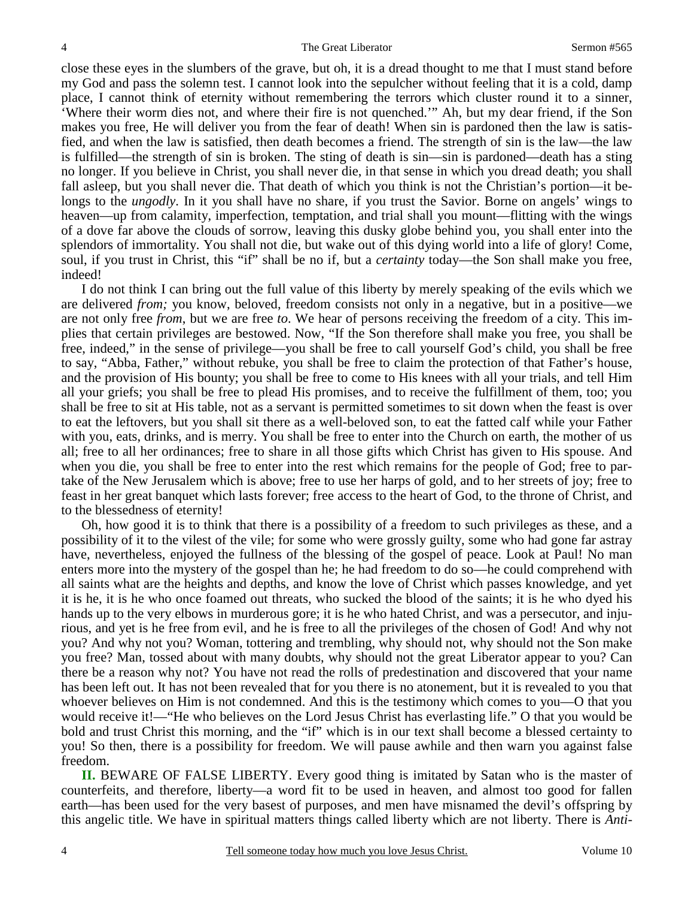close these eyes in the slumbers of the grave, but oh, it is a dread thought to me that I must stand before my God and pass the solemn test. I cannot look into the sepulcher without feeling that it is a cold, damp place, I cannot think of eternity without remembering the terrors which cluster round it to a sinner, 'Where their worm dies not, and where their fire is not quenched.'" Ah, but my dear friend, if the Son makes you free, He will deliver you from the fear of death! When sin is pardoned then the law is satisfied, and when the law is satisfied, then death becomes a friend. The strength of sin is the law—the law is fulfilled—the strength of sin is broken. The sting of death is sin—sin is pardoned—death has a sting no longer. If you believe in Christ, you shall never die, in that sense in which you dread death; you shall fall asleep, but you shall never die. That death of which you think is not the Christian's portion—it belongs to the *ungodly*. In it you shall have no share, if you trust the Savior. Borne on angels' wings to heaven—up from calamity, imperfection, temptation, and trial shall you mount—flitting with the wings of a dove far above the clouds of sorrow, leaving this dusky globe behind you, you shall enter into the splendors of immortality. You shall not die, but wake out of this dying world into a life of glory! Come, soul, if you trust in Christ, this "if" shall be no if, but a *certainty* today—the Son shall make you free, indeed!

I do not think I can bring out the full value of this liberty by merely speaking of the evils which we are delivered *from;* you know, beloved, freedom consists not only in a negative, but in a positive—we are not only free *from*, but we are free *to*. We hear of persons receiving the freedom of a city. This implies that certain privileges are bestowed. Now, "If the Son therefore shall make you free, you shall be free, indeed," in the sense of privilege—you shall be free to call yourself God's child, you shall be free to say, "Abba, Father," without rebuke, you shall be free to claim the protection of that Father's house, and the provision of His bounty; you shall be free to come to His knees with all your trials, and tell Him all your griefs; you shall be free to plead His promises, and to receive the fulfillment of them, too; you shall be free to sit at His table, not as a servant is permitted sometimes to sit down when the feast is over to eat the leftovers, but you shall sit there as a well-beloved son, to eat the fatted calf while your Father with you, eats, drinks, and is merry. You shall be free to enter into the Church on earth, the mother of us all; free to all her ordinances; free to share in all those gifts which Christ has given to His spouse. And when you die, you shall be free to enter into the rest which remains for the people of God; free to partake of the New Jerusalem which is above; free to use her harps of gold, and to her streets of joy; free to feast in her great banquet which lasts forever; free access to the heart of God, to the throne of Christ, and to the blessedness of eternity!

Oh, how good it is to think that there is a possibility of a freedom to such privileges as these, and a possibility of it to the vilest of the vile; for some who were grossly guilty, some who had gone far astray have, nevertheless, enjoyed the fullness of the blessing of the gospel of peace. Look at Paul! No man enters more into the mystery of the gospel than he; he had freedom to do so—he could comprehend with all saints what are the heights and depths, and know the love of Christ which passes knowledge, and yet it is he, it is he who once foamed out threats, who sucked the blood of the saints; it is he who dyed his hands up to the very elbows in murderous gore; it is he who hated Christ, and was a persecutor, and injurious, and yet is he free from evil, and he is free to all the privileges of the chosen of God! And why not you? And why not you? Woman, tottering and trembling, why should not, why should not the Son make you free? Man, tossed about with many doubts, why should not the great Liberator appear to you? Can there be a reason why not? You have not read the rolls of predestination and discovered that your name has been left out. It has not been revealed that for you there is no atonement, but it is revealed to you that whoever believes on Him is not condemned. And this is the testimony which comes to you—O that you would receive it!—"He who believes on the Lord Jesus Christ has everlasting life." O that you would be bold and trust Christ this morning, and the "if" which is in our text shall become a blessed certainty to you! So then, there is a possibility for freedom. We will pause awhile and then warn you against false freedom.

**II.** BEWARE OF FALSE LIBERTY. Every good thing is imitated by Satan who is the master of counterfeits, and therefore, liberty—a word fit to be used in heaven, and almost too good for fallen earth—has been used for the very basest of purposes, and men have misnamed the devil's offspring by this angelic title. We have in spiritual matters things called liberty which are not liberty. There is *Anti-*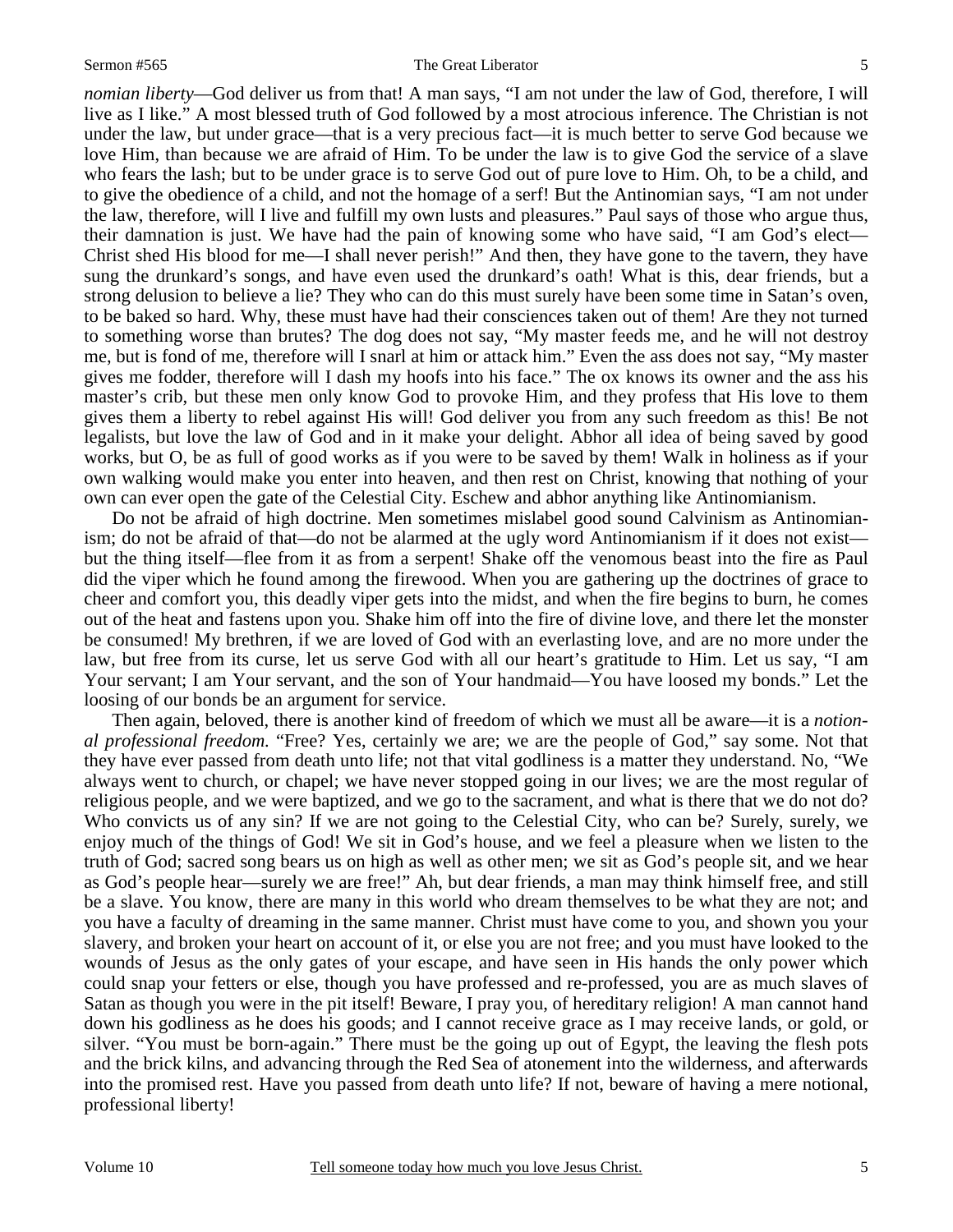*nomian liberty*—God deliver us from that! A man says, "I am not under the law of God, therefore, I will live as I like." A most blessed truth of God followed by a most atrocious inference. The Christian is not under the law, but under grace—that is a very precious fact—it is much better to serve God because we love Him, than because we are afraid of Him. To be under the law is to give God the service of a slave who fears the lash; but to be under grace is to serve God out of pure love to Him. Oh, to be a child, and to give the obedience of a child, and not the homage of a serf! But the Antinomian says, "I am not under the law, therefore, will I live and fulfill my own lusts and pleasures." Paul says of those who argue thus, their damnation is just. We have had the pain of knowing some who have said, "I am God's elect—Christ shed His blood for me—I shall never perish!" And then, they have gone to the tavern, they have sung the drunkard's songs, and have even used the drunkard's oath! What is this, dear friends, but a strong delusion to believe a lie? They who can do this must surely have been some time in Satan's oven, to be baked so hard. Why, these must have had their consciences taken out of them! Are they not turned to something worse than brutes? The dog does not say, "My master feeds me, and he will not destroy me, but is fond of me, therefore will I snarl at him or attack him." Even the ass does not say, "My master gives me fodder, therefore will I dash my hoofs into his face." The ox knows its owner and the ass his master's crib, but these men only know God to provoke Him, and they profess that His love to them gives them a liberty to rebel against His will! God deliver you from any such freedom as this! Be not legalists, but love the law of God and in it make your delight. Abhor all idea of being saved by good works, but O, be as full of good works as if you were to be saved by them! Walk in holiness as if your own walking would make you enter into heaven, and then rest on Christ, knowing that nothing of your own can ever open the gate of the Celestial City. Eschew and abhor anything like Antinomianism.

Do not be afraid of high doctrine. Men sometimes mislabel good sound Calvinism as Antinomianism; do not be afraid of that—do not be alarmed at the ugly word Antinomianism if it does not exist—but the thing itself—flee from it as from a serpent! Shake off the venomous beast into the fire as Paul did the viper which he found among the firewood. When you are gathering up the doctrines of grace to cheer and comfort you, this deadly viper gets into the midst, and when the fire begins to burn, he comes out of the heat and fastens upon you. Shake him off into the fire of divine love, and there let the monster be consumed! My brethren, if we are loved of God with an everlasting love, and are no more under the law, but free from its curse, let us serve God with all our heart's gratitude to Him. Let us say, "I am Your servant; I am Your servant, and the son of Your handmaid—You have loosed my bonds." Let the loosing of our bonds be an argument for service.

Then again, beloved, there is another kind of freedom of which we must all be aware—it is a *notional professional freedom.* "Free? Yes, certainly we are; we are the people of God," say some. Not that they have ever passed from death unto life; not that vital godliness is a matter they understand. No, "We always went to church, or chapel; we have never stopped going in our lives; we are the most regular of religious people, and we were baptized, and we go to the sacrament, and what is there that we do not do? Who convicts us of any sin? If we are not going to the Celestial City, who can be? Surely, surely, we enjoy much of the things of God! We sit in God's house, and we feel a pleasure when we listen to the truth of God; sacred song bears us on high as well as other men; we sit as God's people sit, and we hear as God's people hear—surely we are free!" Ah, but dear friends, a man may think himself free, and still be a slave. You know, there are many in this world who dream themselves to be what they are not; and you have a faculty of dreaming in the same manner. Christ must have come to you, and shown you your slavery, and broken your heart on account of it, or else you are not free; and you must have looked to the wounds of Jesus as the only gates of your escape, and have seen in His hands the only power which could snap your fetters or else, though you have professed and re-professed, you are as much slaves of Satan as though you were in the pit itself! Beware, I pray you, of hereditary religion! A man cannot hand down his godliness as he does his goods; and I cannot receive grace as I may receive lands, or gold, or silver. "You must be born-again." There must be the going up out of Egypt, the leaving the flesh pots and the brick kilns, and advancing through the Red Sea of atonement into the wilderness, and afterwards into the promised rest. Have you passed from death unto life? If not, beware of having a mere notional, professional liberty!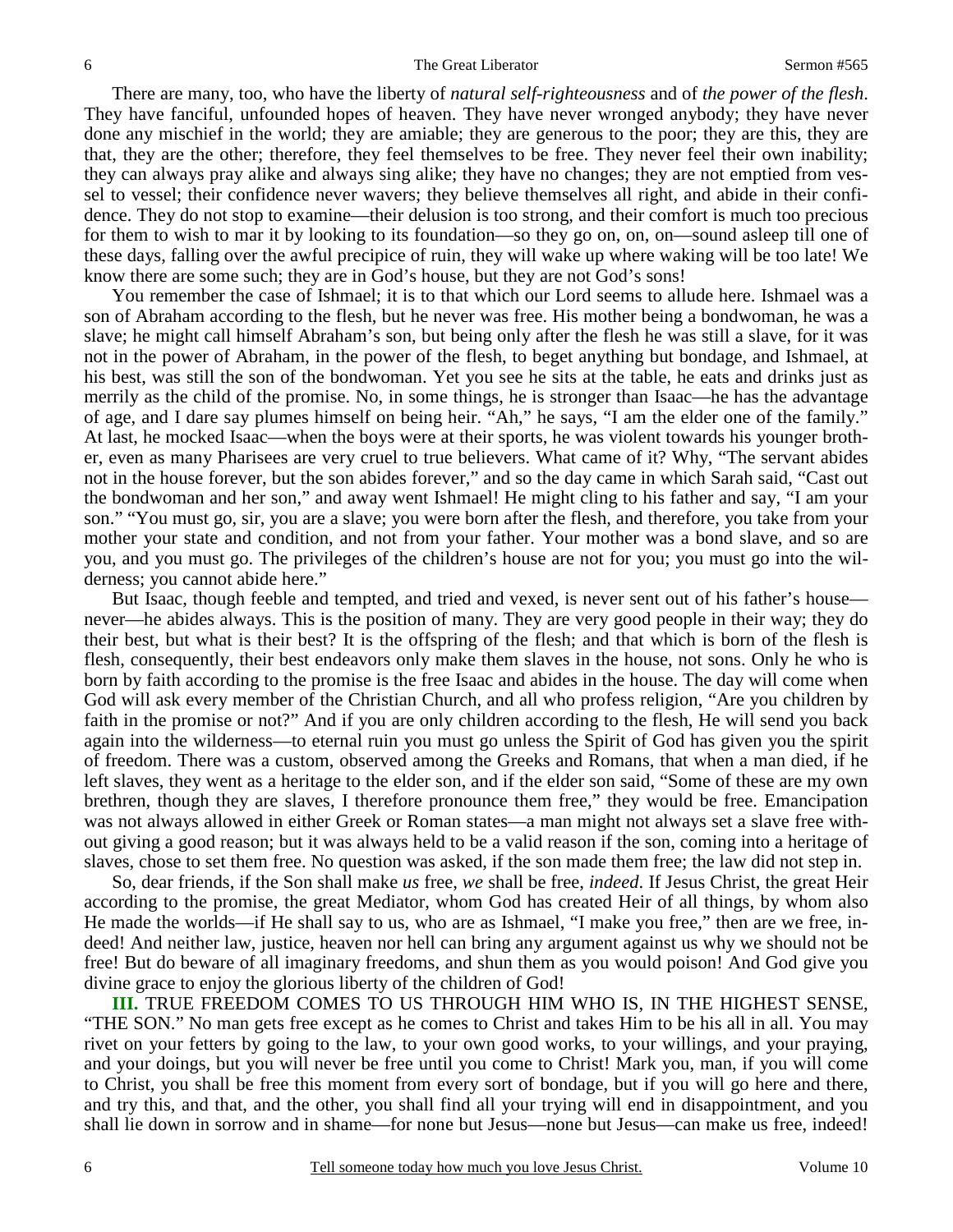There are many, too, who have the liberty of *natural self-righteousness* and of *the power of the flesh*. They have fanciful, unfounded hopes of heaven. They have never wronged anybody; they have never done any mischief in the world; they are amiable; they are generous to the poor; they are this, they are that, they are the other; therefore, they feel themselves to be free. They never feel their own inability; they can always pray alike and always sing alike; they have no changes; they are not emptied from vessel to vessel; their confidence never wavers; they believe themselves all right, and abide in their confidence. They do not stop to examine—their delusion is too strong, and their comfort is much too precious for them to wish to mar it by looking to its foundation—so they go on, on, on—sound asleep till one of these days, falling over the awful precipice of ruin, they will wake up where waking will be too late! We know there are some such; they are in God's house, but they are not God's sons!

You remember the case of Ishmael; it is to that which our Lord seems to allude here. Ishmael was a son of Abraham according to the flesh, but he never was free. His mother being a bondwoman, he was a slave; he might call himself Abraham's son, but being only after the flesh he was still a slave, for it was not in the power of Abraham, in the power of the flesh, to beget anything but bondage, and Ishmael, at his best, was still the son of the bondwoman. Yet you see he sits at the table, he eats and drinks just as merrily as the child of the promise. No, in some things, he is stronger than Isaac—he has the advantage of age, and I dare say plumes himself on being heir. "Ah," he says, "I am the elder one of the family." At last, he mocked Isaac—when the boys were at their sports, he was violent towards his younger brother, even as many Pharisees are very cruel to true believers. What came of it? Why, "The servant abides not in the house forever, but the son abides forever," and so the day came in which Sarah said, "Cast out the bondwoman and her son," and away went Ishmael! He might cling to his father and say, "I am your son." "You must go, sir, you are a slave; you were born after the flesh, and therefore, you take from your mother your state and condition, and not from your father. Your mother was a bond slave, and so are you, and you must go. The privileges of the children's house are not for you; you must go into the wilderness; you cannot abide here."

But Isaac, though feeble and tempted, and tried and vexed, is never sent out of his father's house—never—he abides always. This is the position of many. They are very good people in their way; they do their best, but what is their best? It is the offspring of the flesh; and that which is born of the flesh is flesh, consequently, their best endeavors only make them slaves in the house, not sons. Only he who is born by faith according to the promise is the free Isaac and abides in the house. The day will come when God will ask every member of the Christian Church, and all who profess religion, "Are you children by faith in the promise or not?" And if you are only children according to the flesh, He will send you back again into the wilderness—to eternal ruin you must go unless the Spirit of God has given you the spirit of freedom. There was a custom, observed among the Greeks and Romans, that when a man died, if he left slaves, they went as a heritage to the elder son, and if the elder son said, "Some of these are my own brethren, though they are slaves, I therefore pronounce them free," they would be free. Emancipation was not always allowed in either Greek or Roman states—a man might not always set a slave free without giving a good reason; but it was always held to be a valid reason if the son, coming into a heritage of slaves, chose to set them free. No question was asked, if the son made them free; the law did not step in.

So, dear friends, if the Son shall make *us* free, *we* shall be free, *indeed*. If Jesus Christ, the great Heir according to the promise, the great Mediator, whom God has created Heir of all things, by whom also He made the worlds—if He shall say to us, who are as Ishmael, "I make you free," then are we free, indeed! And neither law, justice, heaven nor hell can bring any argument against us why we should not be free! But do beware of all imaginary freedoms, and shun them as you would poison! And God give you divine grace to enjoy the glorious liberty of the children of God!

**III.** TRUE FREEDOM COMES TO US THROUGH HIM WHO IS, IN THE HIGHEST SENSE, "THE SON." No man gets free except as he comes to Christ and takes Him to be his all in all. You may rivet on your fetters by going to the law, to your own good works, to your willings, and your praying, and your doings, but you will never be free until you come to Christ! Mark you, man, if you will come to Christ, you shall be free this moment from every sort of bondage, but if you will go here and there, and try this, and that, and the other, you shall find all your trying will end in disappointment, and you shall lie down in sorrow and in shame—for none but Jesus—none but Jesus—can make us free, indeed!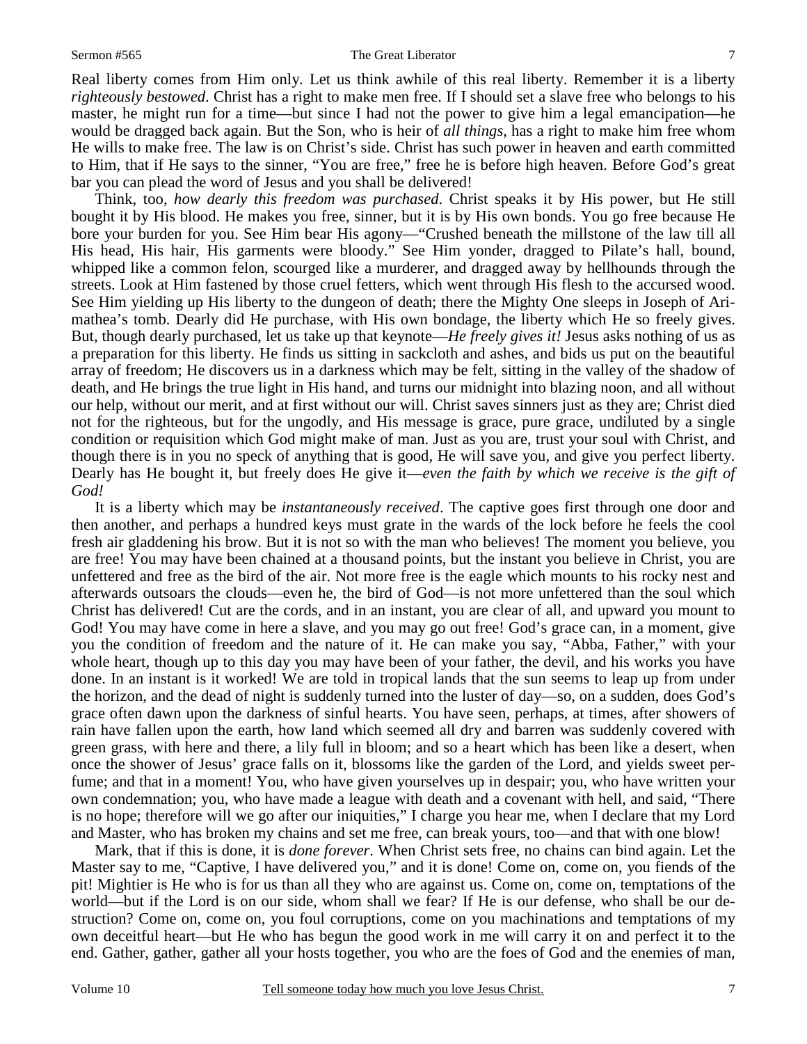Real liberty comes from Him only. Let us think awhile of this real liberty. Remember it is a liberty *righteously bestowed*. Christ has a right to make men free. If I should set a slave free who belongs to his master, he might run for a time—but since I had not the power to give him a legal emancipation—he would be dragged back again. But the Son, who is heir of *all things*, has a right to make him free whom He wills to make free. The law is on Christ's side. Christ has such power in heaven and earth committed to Him, that if He says to the sinner, "You are free," free he is before high heaven. Before God's great bar you can plead the word of Jesus and you shall be delivered!

Think, too, *how dearly this freedom was purchased*. Christ speaks it by His power, but He still bought it by His blood. He makes you free, sinner, but it is by His own bonds. You go free because He bore your burden for you. See Him bear His agony—"Crushed beneath the millstone of the law till all His head, His hair, His garments were bloody." See Him yonder, dragged to Pilate's hall, bound, whipped like a common felon, scourged like a murderer, and dragged away by hellhounds through the streets. Look at Him fastened by those cruel fetters, which went through His flesh to the accursed wood. See Him yielding up His liberty to the dungeon of death; there the Mighty One sleeps in Joseph of Arimathea's tomb. Dearly did He purchase, with His own bondage, the liberty which He so freely gives. But, though dearly purchased, let us take up that keynote—*He freely gives it!* Jesus asks nothing of us as a preparation for this liberty. He finds us sitting in sackcloth and ashes, and bids us put on the beautiful array of freedom; He discovers us in a darkness which may be felt, sitting in the valley of the shadow of death, and He brings the true light in His hand, and turns our midnight into blazing noon, and all without our help, without our merit, and at first without our will. Christ saves sinners just as they are; Christ died not for the righteous, but for the ungodly, and His message is grace, pure grace, undiluted by a single condition or requisition which God might make of man. Just as you are, trust your soul with Christ, and though there is in you no speck of anything that is good, He will save you, and give you perfect liberty. Dearly has He bought it, but freely does He give it—*even the faith by which we receive is the gift of God!*

It is a liberty which may be *instantaneously received*. The captive goes first through one door and then another, and perhaps a hundred keys must grate in the wards of the lock before he feels the cool fresh air gladdening his brow. But it is not so with the man who believes! The moment you believe, you are free! You may have been chained at a thousand points, but the instant you believe in Christ, you are unfettered and free as the bird of the air. Not more free is the eagle which mounts to his rocky nest and afterwards outsoars the clouds—even he, the bird of God—is not more unfettered than the soul which Christ has delivered! Cut are the cords, and in an instant, you are clear of all, and upward you mount to God! You may have come in here a slave, and you may go out free! God's grace can, in a moment, give you the condition of freedom and the nature of it. He can make you say, "Abba, Father," with your whole heart, though up to this day you may have been of your father, the devil, and his works you have done. In an instant is it worked! We are told in tropical lands that the sun seems to leap up from under the horizon, and the dead of night is suddenly turned into the luster of day—so, on a sudden, does God's grace often dawn upon the darkness of sinful hearts. You have seen, perhaps, at times, after showers of rain have fallen upon the earth, how land which seemed all dry and barren was suddenly covered with green grass, with here and there, a lily full in bloom; and so a heart which has been like a desert, when once the shower of Jesus' grace falls on it, blossoms like the garden of the Lord, and yields sweet perfume; and that in a moment! You, who have given yourselves up in despair; you, who have written your own condemnation; you, who have made a league with death and a covenant with hell, and said, "There is no hope; therefore will we go after our iniquities," I charge you hear me, when I declare that my Lord and Master, who has broken my chains and set me free, can break yours, too—and that with one blow!

Mark, that if this is done, it is *done forever*. When Christ sets free, no chains can bind again. Let the Master say to me, "Captive, I have delivered you," and it is done! Come on, come on, you fiends of the pit! Mightier is He who is for us than all they who are against us. Come on, come on, temptations of the world—but if the Lord is on our side, whom shall we fear? If He is our defense, who shall be our destruction? Come on, come on, you foul corruptions, come on you machinations and temptations of my own deceitful heart—but He who has begun the good work in me will carry it on and perfect it to the end. Gather, gather, gather all your hosts together, you who are the foes of God and the enemies of man,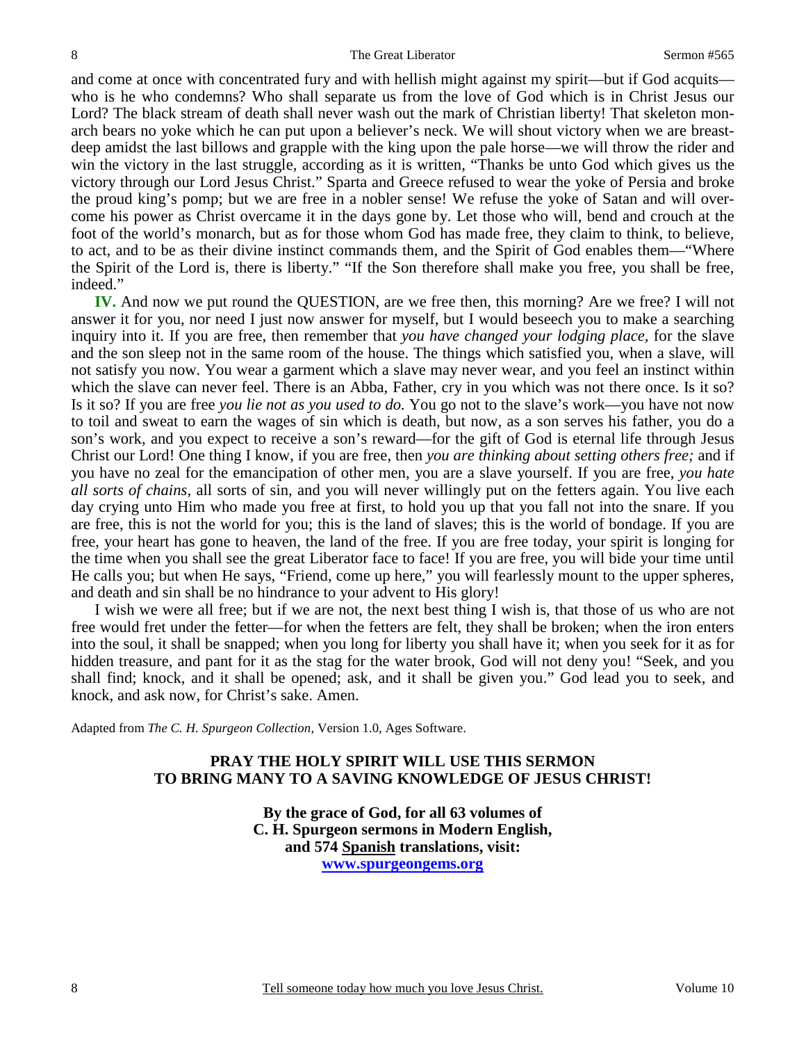and come at once with concentrated fury and with hellish might against my spirit—but if God acquits—who is he who condemns? Who shall separate us from the love of God which is in Christ Jesus our Lord? The black stream of death shall never wash out the mark of Christian liberty! That skeleton monarch bears no yoke which he can put upon a believer's neck. We will shout victory when we are breast-deep amidst the last billows and grapple with the king upon the pale horse—we will throw the rider and win the victory in the last struggle, according as it is written, "Thanks be unto God which gives us the victory through our Lord Jesus Christ." Sparta and Greece refused to wear the yoke of Persia and broke the proud king's pomp; but we are free in a nobler sense! We refuse the yoke of Satan and will overcome his power as Christ overcame it in the days gone by. Let those who will, bend and crouch at the foot of the world's monarch, but as for those whom God has made free, they claim to think, to believe, to act, and to be as their divine instinct commands them, and the Spirit of God enables them—"Where the Spirit of the Lord is, there is liberty." "If the Son therefore shall make you free, you shall be free, indeed."

**IV.** And now we put round the QUESTION, are we free then, this morning? Are we free? I will not answer it for you, nor need I just now answer for myself, but I would beseech you to make a searching inquiry into it. If you are free, then remember that *you have changed your lodging place,* for the slave and the son sleep not in the same room of the house. The things which satisfied you, when a slave, will not satisfy you now. You wear a garment which a slave may never wear, and you feel an instinct within which the slave can never feel. There is an Abba, Father, cry in you which was not there once. Is it so? Is it so? If you are free *you lie not as you used to do.* You go not to the slave's work—you have not now to toil and sweat to earn the wages of sin which is death, but now, as a son serves his father, you do a son's work, and you expect to receive a son's reward—for the gift of God is eternal life through Jesus Christ our Lord! One thing I know, if you are free, then *you are thinking about setting others free;* and if you have no zeal for the emancipation of other men, you are a slave yourself. If you are free, *you hate all sorts of chains,* all sorts of sin, and you will never willingly put on the fetters again. You live each day crying unto Him who made you free at first, to hold you up that you fall not into the snare. If you are free, this is not the world for you; this is the land of slaves; this is the world of bondage. If you are free, your heart has gone to heaven, the land of the free. If you are free today, your spirit is longing for the time when you shall see the great Liberator face to face! If you are free, you will bide your time until He calls you; but when He says, "Friend, come up here," you will fearlessly mount to the upper spheres, and death and sin shall be no hindrance to your advent to His glory!

I wish we were all free; but if we are not, the next best thing I wish is, that those of us who are not free would fret under the fetter—for when the fetters are felt, they shall be broken; when the iron enters into the soul, it shall be snapped; when you long for liberty you shall have it; when you seek for it as for hidden treasure, and pant for it as the stag for the water brook, God will not deny you! "Seek, and you shall find; knock, and it shall be opened; ask, and it shall be given you." God lead you to seek, and knock, and ask now, for Christ's sake. Amen.

Adapted from *The C. H. Spurgeon Collection*, Version 1.0, Ages Software.

**PRAY THE HOLY SPIRIT WILL USE THIS SERMON TO BRING MANY TO A SAVING KNOWLEDGE OF JESUS CHRIST!**

**By the grace of God, for all 63 volumes of C. H. Spurgeon sermons in Modern English, and 574 Spanish translations, visit: www.spurgeongems.org**

Tell someone today how much you love Jesus Christ.